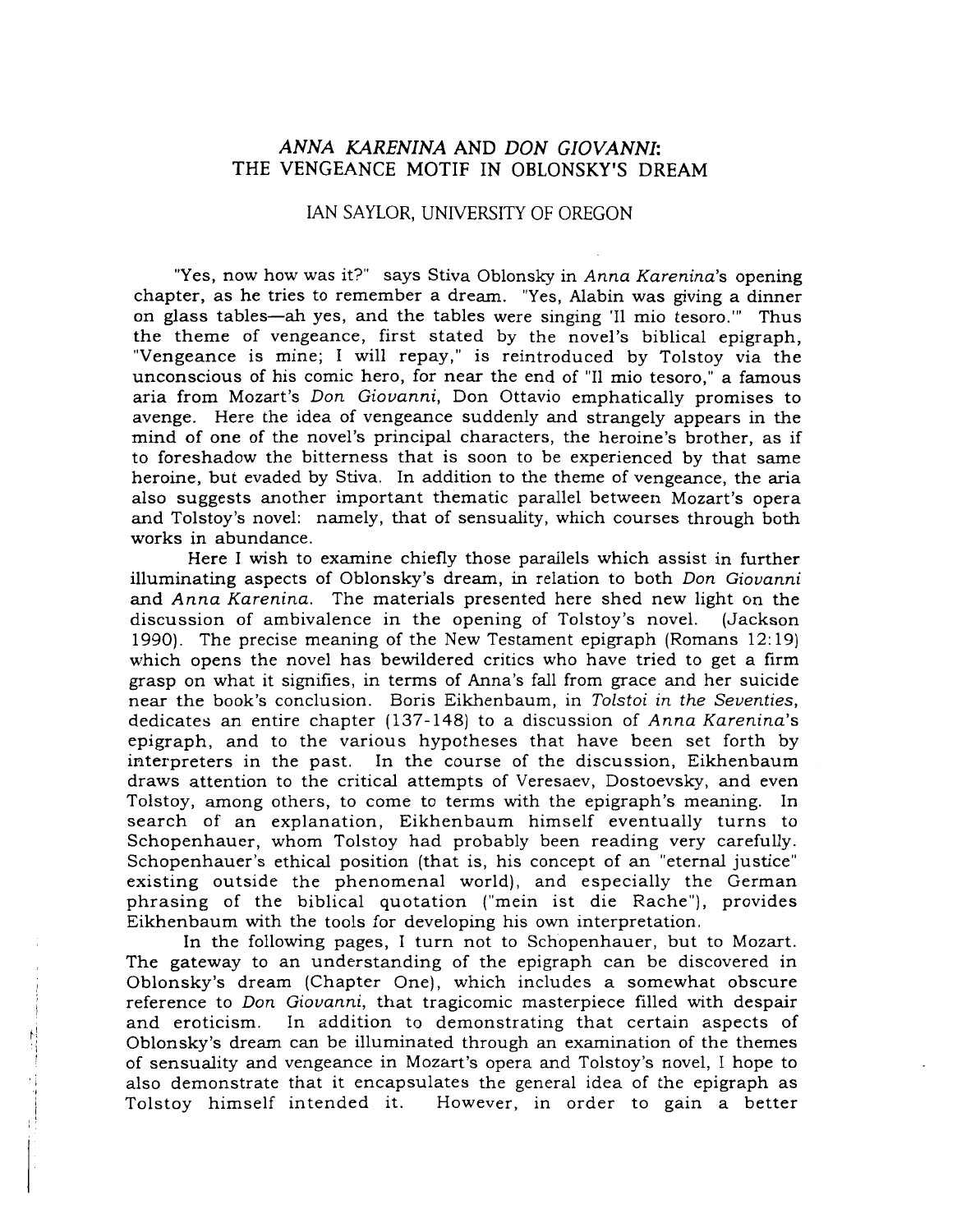# *ANNA KARENINA* AND *DON GIOVANNI*: THE VENGEANCE MOTIF IN OBLONSKY'S DREAM

## IAN SAYLOR, UNIVERSITY OF OREGON

"Yes, now how was it?" says Stiva Oblonsky in *Anna Karenina*'s opening chapter, as he tries to remember a dream. "Yes, Alabin was giving a dinner on glass tables—ah yes, and the tables were singing 'Il mio tesoro.'" Thus the theme of vengeance, first stated by the novel's biblical epigraph, "Vengeance is mine; I will repay," is reintroduced by Tolstoy via the unconscious of his comic hero, for near the end of "Il mio tesoro," a famous aria from Mozart's *Don Giovanni*, Don Ottavio emphatically promises to avenge. Here the idea of vengeance suddenly and strangely appears in the mind of one of the novel's principal characters, the heroine's brother, as if to foreshadow the bitterness that is soon to be experienced by that same heroine, but evaded by Stiva. In addition to the theme of vengeance, the aria also suggests another important thematic parallel between Mozart's opera and Tolstoy's novel: namely, that of sensuality, which courses through both works in abundance.

Here I wish to examine chiefly those parallels which assist in further illuminating aspects of Oblonsky's dream, in relation to both *Don Giovanni* and *Anna Karenina*. The materials presented here shed new light on the discussion of ambivalence in the opening of Tolstoy's novel. (Jackson 1990). The precise meaning of the New Testament epigraph (Romans 12:19) which opens the novel has bewildered critics who have tried to get a firm grasp on what it signifies, in terms of Anna's fall from grace and her suicide near the book's conclusion. Boris Eikhenbaum, in *Tolstoi in the Seventies*, dedicates an entire chapter (137-148) to a discussion of *Anna Karenina*'s epigraph, and to the various hypotheses that have been set forth by interpreters in the past. In the course of the discussion, Eikhenbaum draws attention to the critical attempts of Veresaev, Dostoevsky, and even Tolstoy, among others, to come to terms with the epigraph's meaning. In search of an explanation, Eikhenbaum himself eventually turns to Schopenhauer, whom Tolstoy had probably been reading very carefully. Schopenhauer's ethical position (that is, his concept of an "eternal justice" existing outside the phenomenal world), and especially the German phrasing of the biblical quotation ("mein ist die Rache"), provides Eikhenbaum with the tools for developing his own interpretation.

In the following pages, I turn not to Schopenhauer, but to Mozart. The gateway to an understanding of the epigraph can be discovered in Oblonsky's dream (Chapter One), which includes a somewhat obscure reference to *Don Giovanni*, that tragicomic masterpiece filled with despair and eroticism. In addition to demonstrating that certain aspects of Oblonsky's dream can be illuminated through an examination of the themes of sensuality and vengeance in Mozart's opera and Tolstoy's novel, I hope to also demonstrate that it encapsulates the general idea of the epigraph as Tolstoy himself intended it. However, in order to gain a better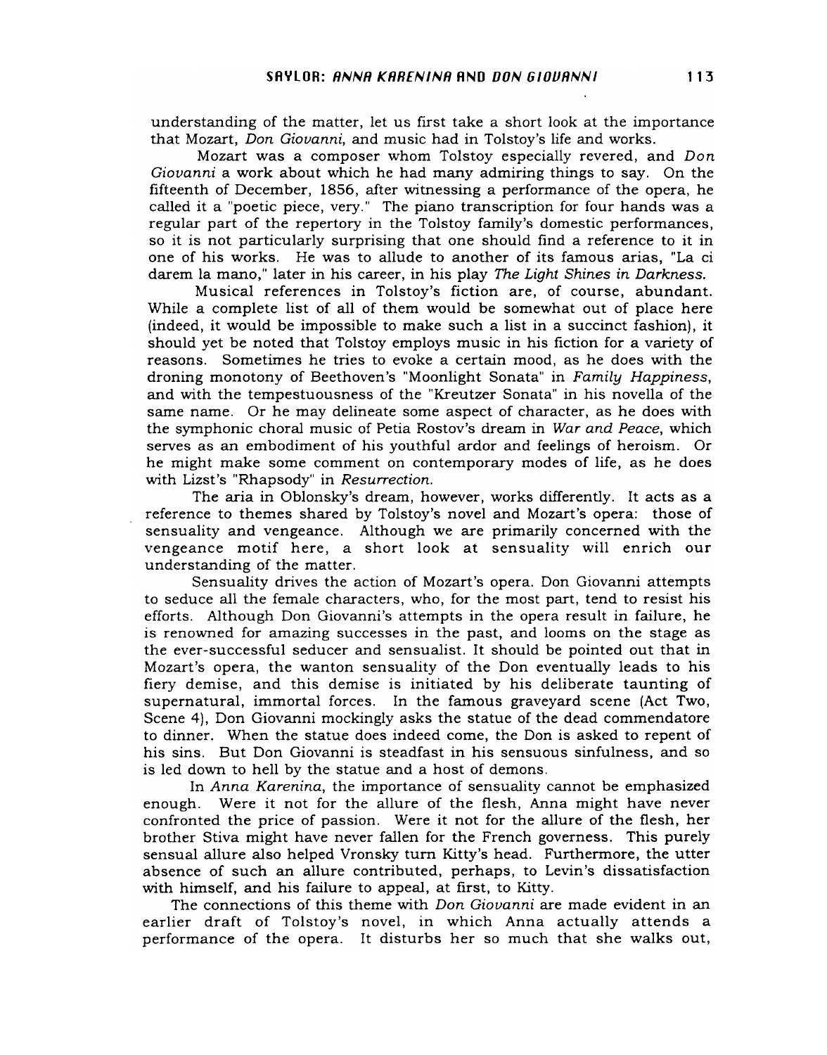understanding of the matter, let us first take a short look at the importance that Mozart, *Don Giovanni*, and music had in Tolstoy's life and works.

Mozart was a composer whom Tolstoy especially revered, and *Don Giovanni* a work about which he had many admiring things to say. On the fifteenth of December, 1856, after witnessing a performance of the opera, he called it a "poetic piece, very." The piano transcription for four hands was a regular part of the repertory in the Tolstoy family's domestic performances, so it is not particularly surprising that one should find a reference to it in one of his works. He was to allude to another of its famous arias, "La ci darem la mano," later in his career, in his play *The Light Shines in Darkness.*

Musical references in Tolstoy's fiction are, of course, abundant. While a complete list of all of them would be somewhat out of place here (indeed, it would be impossible to make such a list in a succinct fashion), it should yet be noted that Tolstoy employs music in his fiction for a variety of reasons. Sometimes he tries to evoke a certain mood, as he does with the droning monotony of Beethoven's "Moonlight Sonata" in *Family Happiness*, and with the tempestuousness of the "Kreutzer Sonata" in his novella of the same name. Or he may delineate some aspect of character, as he does with the symphonic choral music of Petia Rostov's dream in *War and Peace*, which serves as an embodiment of his youthful ardor and feelings of heroism. Or he might make some comment on contemporary modes of life, as he does with Lizst's "Rhapsody" in *Resurrection.*

The aria in Oblonsky's dream, however, works differently. It acts as a reference to themes shared by Tolstoy's novel and Mozart's opera: those of sensuality and vengeance. Although we are primarily concerned with the vengeance motif here, a short look at sensuality will enrich our understanding of the matter.

Sensuality drives the action of Mozart's opera. Don Giovanni attempts to seduce all the female characters, who, for the most part, tend to resist his efforts. Although Don Giovanni's attempts in the opera result in failure, he is renowned for amazing successes in the past, and looms on the stage as the ever-successful seducer and sensualist. It should be pointed out that in Mozart's opera, the wanton sensuality of the Don eventually leads to his fiery demise, and this demise is initiated by his deliberate taunting of supernatural, immortal forces. In the famous graveyard scene (Act Two, Scene 4), Don Giovanni mockingly asks the statue of the dead commendatore to dinner. When the statue does indeed come, the Don is asked to repent of his sins. But Don Giovanni is steadfast in his sensuous sinfulness, and so is led down to hell by the statue and a host of demons.

In *Anna Karenina*, the importance of sensuality cannot be emphasized enough. Were it not for the allure of the flesh, Anna might have never confronted the price of passion. Were it not for the allure of the flesh, her brother Stiva might have never fallen for the French governess. This purely sensual allure also helped Vronsky turn Kitty's head. Furthermore, the utter absence of such an allure contributed, perhaps, to Levin's dissatisfaction with himself, and his failure to appeal, at first, to Kitty.

The connections of this theme with *Don Giovanni* are made evident in an earlier draft of Tolstoy's novel, in which Anna actually attends a performance of the opera. It disturbs her so much that she walks out,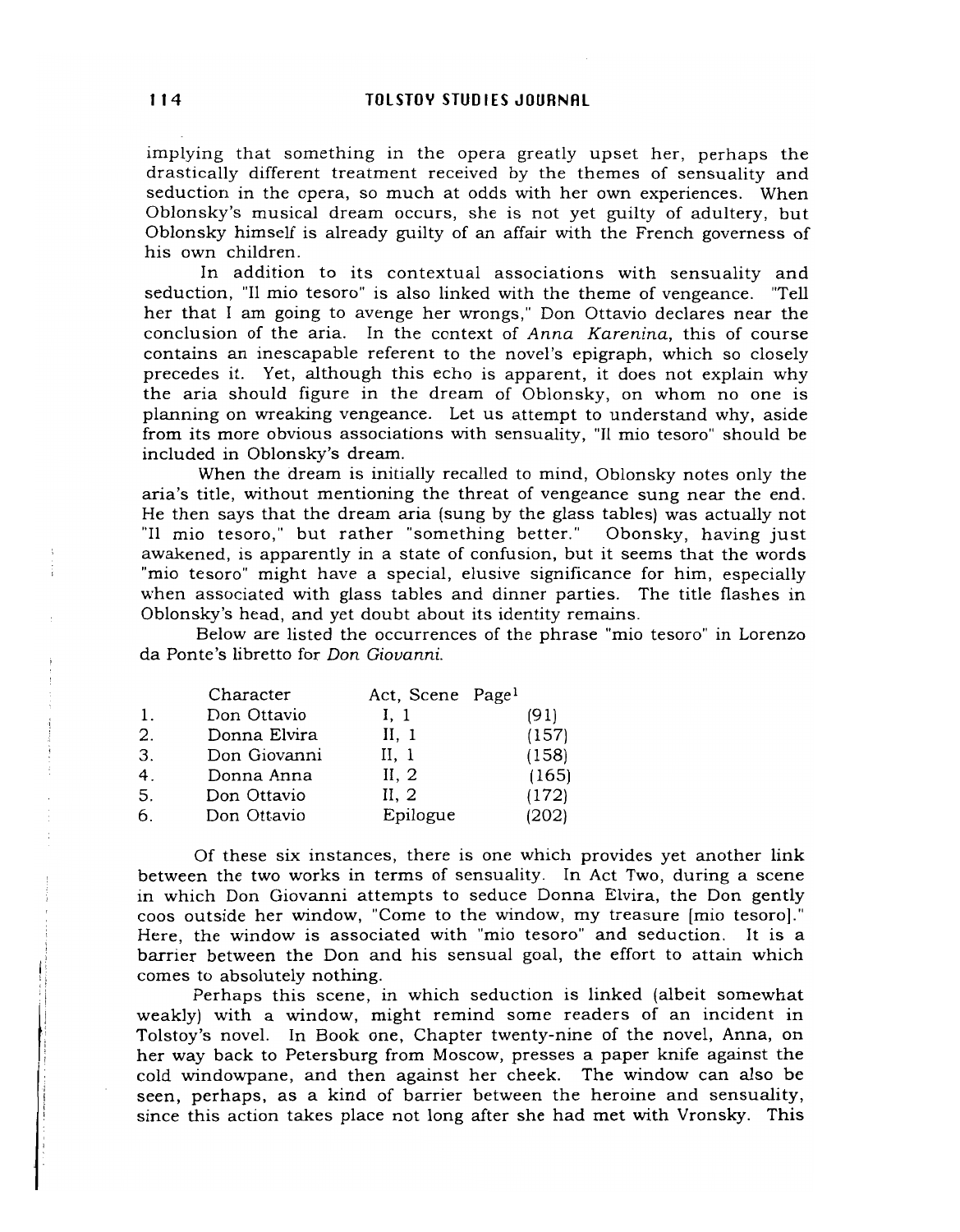implying that something in the opera greatly upset her, perhaps the drastically different treatment received by the themes of sensuality and seduction in the opera, so much at odds with her own experiences. When Oblonsky's musical dream occurs, she is not yet guilty of adultery, but Oblonsky himself is already guilty of an affair with the French governess of his own children.

In addition to its contextual associations with sensuality and seduction, "Il mio tesoro" is also linked with the theme of vengeance. "Tell her that I am going to avenge her wrongs," Don Ottavio declares near the conclusion of the aria. In the context of *Anna Karenina*, this of course contains an inescapable referent to the novel's epigraph, which so closely precedes it. Yet, although this echo is apparent, it does not explain why the aria should figure in the dream of Oblonsky, on whom no one is planning on wreaking vengeance. Let us attempt to understand why, aside from its more obvious associations with sensuality, "Il mio tesoro" should be included in Oblonsky's dream.

When the dream is initially recalled to mind, Oblonsky notes only the aria's title, without mentioning the threat of vengeance sung near the end. He then says that the dream aria (sung by the glass tables) was actually not "Il mio tesoro," but rather "something better." Obonsky, having just awakened, is apparently in a state of confusion, but it seems that the words "mio tesoro" might have a special, elusive significance for him, especially when associated with glass tables and dinner parties. The title flashes in Oblonsky's head, and yet doubt about its identity remains.

Below are listed the occurrences of the phrase "mio tesoro" in Lorenzo da Ponte's libretto for *Don Giovanni*.

| | Character | Act, Scene | Page[1] |
|---|---|---|---|
| 1. | Don Ottavio | I, 1 | (91) |
| 2. | Donna Elvira | II, 1 | (157) |
| 3. | Don Giovanni | II, 1 | (158) |
| 4. | Donna Anna | II, 2 | (165) |
| 5. | Don Ottavio | II, 2 | (172) |
| 6. | Don Ottavio | Epilogue | (202) |

Of these six instances, there is one which provides yet another link between the two works in terms of sensuality. In Act Two, during a scene in which Don Giovanni attempts to seduce Donna Elvira, the Don gently coos outside her window, "Come to the window, my treasure [mio tesoro]." Here, the window is associated with "mio tesoro" and seduction. It is a barrier between the Don and his sensual goal, the effort to attain which comes to absolutely nothing.

Perhaps this scene, in which seduction is linked (albeit somewhat weakly) with a window, might remind some readers of an incident in Tolstoy's novel. In Book one, Chapter twenty-nine of the novel, Anna, on her way back to Petersburg from Moscow, presses a paper knife against the cold windowpane, and then against her cheek. The window can also be seen, perhaps, as a kind of barrier between the heroine and sensuality, since this action takes place not long after she had met with Vronsky. This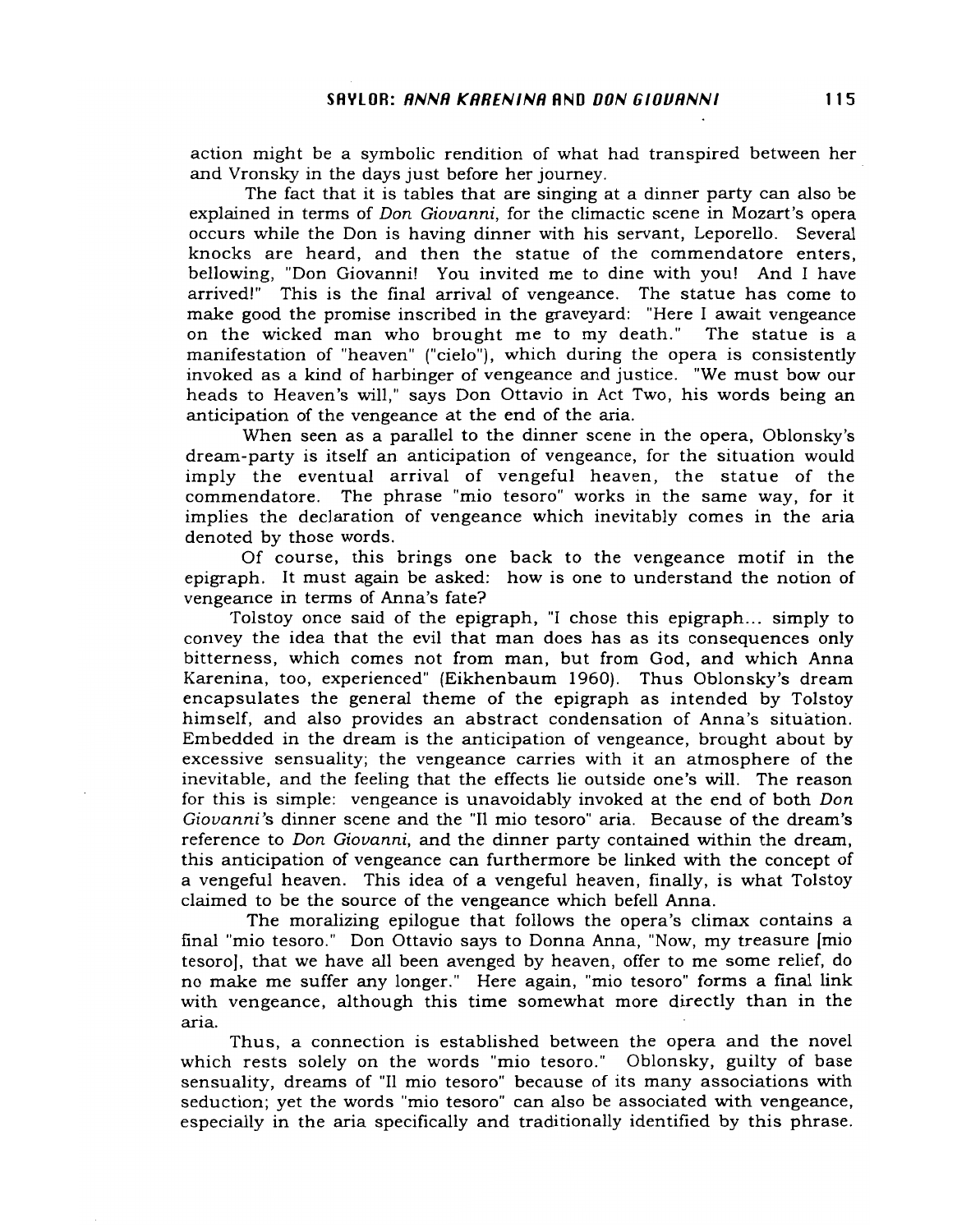action might be a symbolic rendition of what had transpired between her and Vronsky in the days just before her journey.

The fact that it is tables that are singing at a dinner party can also be explained in terms of *Don Giovanni*, for the climactic scene in Mozart's opera occurs while the Don is having dinner with his servant, Leporello. Several knocks are heard, and then the statue of the commendatore enters, bellowing, "Don Giovanni! You invited me to dine with you! And I have arrived!" This is the final arrival of vengeance. The statue has come to make good the promise inscribed in the graveyard: "Here I await vengeance on the wicked man who brought me to my death." The statue is a manifestation of "heaven" ("cielo"), which during the opera is consistently invoked as a kind of harbinger of vengeance and justice. "We must bow our heads to Heaven's will," says Don Ottavio in Act Two, his words being an anticipation of the vengeance at the end of the aria.

When seen as a parallel to the dinner scene in the opera, Oblonsky's dream-party is itself an anticipation of vengeance, for the situation would imply the eventual arrival of vengeful heaven, the statue of the commendatore. The phrase "mio tesoro" works in the same way, for it implies the declaration of vengeance which inevitably comes in the aria denoted by those words.

Of course, this brings one back to the vengeance motif in the epigraph. It must again be asked: how is one to understand the notion of vengeance in terms of Anna's fate?

Tolstoy once said of the epigraph, "I chose this epigraph... simply to convey the idea that the evil that man does has as its consequences only bitterness, which comes not from man, but from God, and which Anna Karenina, too, experienced" (Eikhenbaum 1960). Thus Oblonsky's dream encapsulates the general theme of the epigraph as intended by Tolstoy himself, and also provides an abstract condensation of Anna's situation. Embedded in the dream is the anticipation of vengeance, brought about by excessive sensuality; the vengeance carries with it an atmosphere of the inevitable, and the feeling that the effects lie outside one's will. The reason for this is simple: vengeance is unavoidably invoked at the end of both *Don Giovanni*'s dinner scene and the "Il mio tesoro" aria. Because of the dream's reference to *Don Giovanni*, and the dinner party contained within the dream, this anticipation of vengeance can furthermore be linked with the concept of a vengeful heaven. This idea of a vengeful heaven, finally, is what Tolstoy claimed to be the source of the vengeance which befell Anna.

The moralizing epilogue that follows the opera's climax contains a final "mio tesoro." Don Ottavio says to Donna Anna, "Now, my treasure [mio tesoro], that we have all been avenged by heaven, offer to me some relief, do no make me suffer any longer." Here again, "mio tesoro" forms a final link with vengeance, although this time somewhat more directly than in the aria.

Thus, a connection is established between the opera and the novel which rests solely on the words "mio tesoro." Oblonsky, guilty of base sensuality, dreams of "Il mio tesoro" because of its many associations with seduction; yet the words "mio tesoro" can also be associated with vengeance, especially in the aria specifically and traditionally identified by this phrase.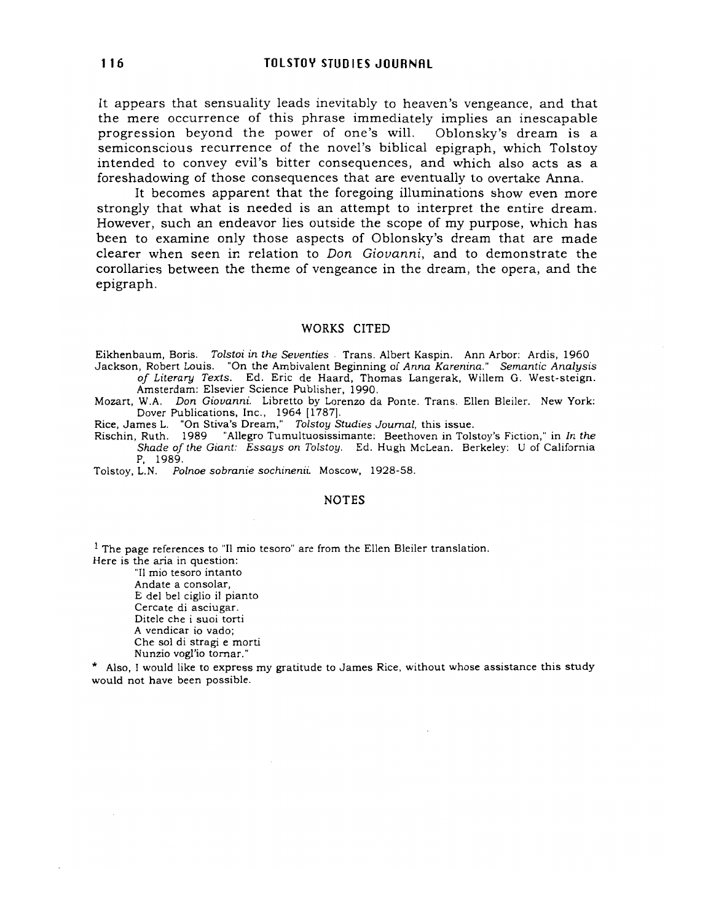It appears that sensuality leads inevitably to heaven's vengeance, and that the mere occurrence of this phrase immediately implies an inescapable progression beyond the power of one's will. Oblonsky's dream is a semiconscious recurrence of the novel's biblical epigraph, which Tolstoy intended to convey evil's bitter consequences, and which also acts as a foreshadowing of those consequences that are eventually to overtake Anna.

It becomes apparent that the foregoing illuminations show even more strongly that what is needed is an attempt to interpret the entire dream. However, such an endeavor lies outside the scope of my purpose, which has been to examine only those aspects of Oblonsky's dream that are made clearer when seen in relation to *Don Giovanni*, and to demonstrate the corollaries between the theme of vengeance in the dream, the opera, and the epigraph.

## WORKS CITED

Eikhenbaum, Boris. *Tolstoi in the Seventies*. Trans. Albert Kaspin. Ann Arbor: Ardis, 1960

Jackson, Robert Louis. "On the Ambivalent Beginning of *Anna Karenina*." *Semantic Analysis of Literary Texts*. Ed. Eric de Haard, Thomas Langerak, Willem G. West-steign. Amsterdam: Elsevier Science Publisher, 1990.

Mozart, W.A. *Don Giovanni*. Libretto by Lorenzo da Ponte. Trans. Ellen Bleiler. New York: Dover Publications, Inc., 1964 [1787].

Rice, James L. "On Stiva's Dream," *Tolstoy Studies Journal*, this issue.

Rischin, Ruth. 1989 "Allegro Tumultuosissimante: Beethoven in Tolstoy's Fiction," in *In the Shade of the Giant: Essays on Tolstoy*. Ed. Hugh McLean. Berkeley: U of California P, 1989.

Tolstoy, L.N. *Polnoe sobranie sochinenii*. Moscow, 1928-58.

## NOTES

[1] The page references to "Il mio tesoro" are from the Ellen Bleiler translation. Here is the aria in question:

> "Il mio tesoro intanto
> Andate a consolar,
> E del bel ciglio il pianto
> Cercate di asciugar.
> Ditele che i suoi torti
> A vendicar io vado;
> Che sol di stragi e morti
> Nunzio vogl'io tornar."

* Also, I would like to express my gratitude to James Rice, without whose assistance this study would not have been possible.